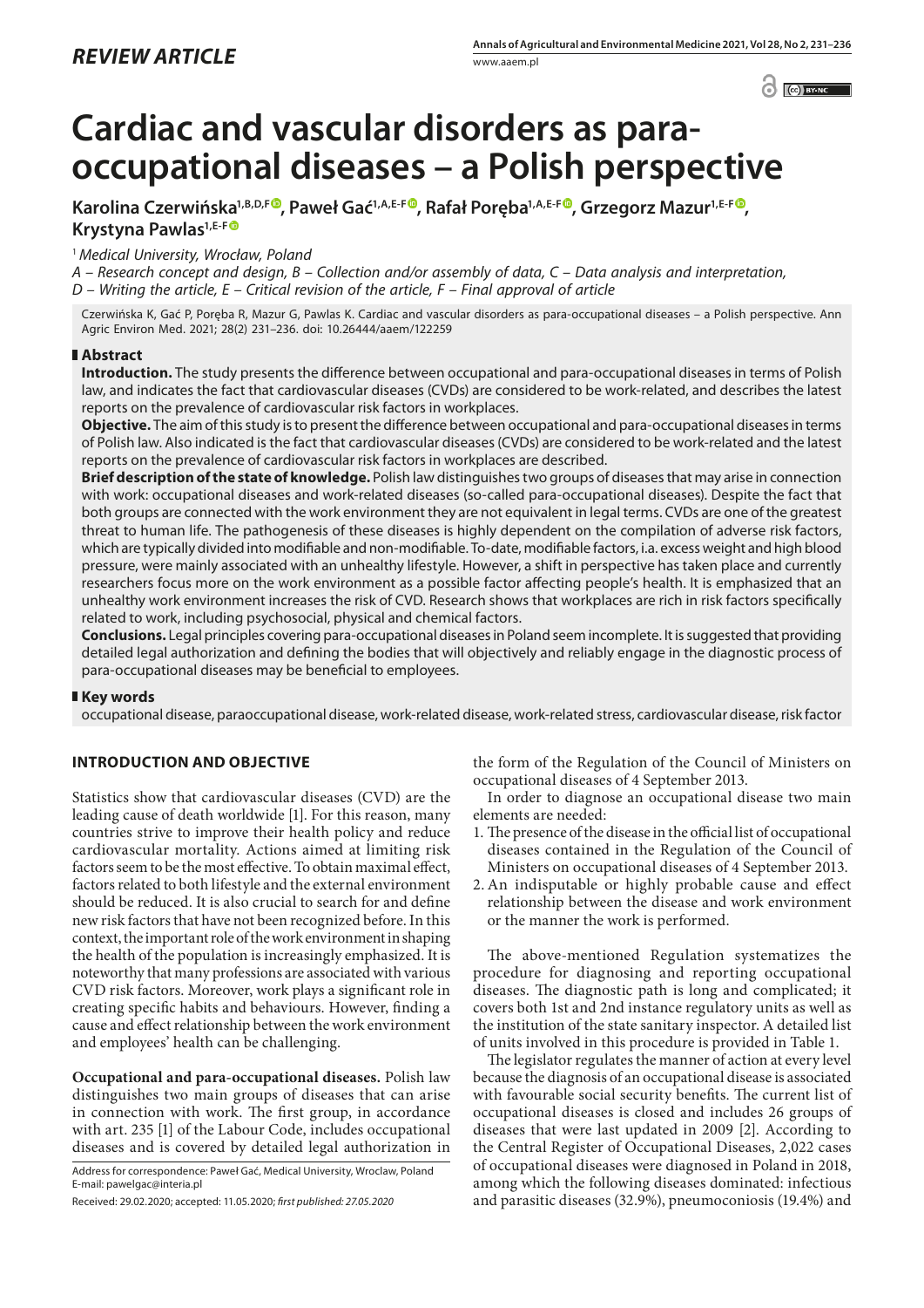*REVIEW ARTICLE*

# Cardiac and vascular disorders as para-occupational diseases – a Polish perspective

**Karolina Czerwińska[1,B,D,F], Paweł Gać[1,A,E-F], Rafał Poręba[1,A,E-F], Grzegorz Mazur[1,E-F], Krystyna Pawlas[1,E-F]**

[1] *Medical University, Wrocław, Poland*

*A – Research concept and design, B – Collection and/or assembly of data, C – Data analysis and interpretation, D – Writing the article, E – Critical revision of the article, F – Final approval of article*

Czerwińska K, Gać P, Poręba R, Mazur G, Pawlas K. Cardiac and vascular disorders as para-occupational diseases – a Polish perspective. Ann Agric Environ Med. 2021; 28(2) 231–236. doi: 10.26444/aaem/122259

## Abstract

**Introduction.** The study presents the difference between occupational and para-occupational diseases in terms of Polish law, and indicates the fact that cardiovascular diseases (CVDs) are considered to be work-related, and describes the latest reports on the prevalence of cardiovascular risk factors in workplaces.

**Objective.** The aim of this study is to present the difference between occupational and para-occupational diseases in terms of Polish law. Also indicated is the fact that cardiovascular diseases (CVDs) are considered to be work-related and the latest reports on the prevalence of cardiovascular risk factors in workplaces are described.

**Brief description of the state of knowledge.** Polish law distinguishes two groups of diseases that may arise in connection with work: occupational diseases and work-related diseases (so-called para-occupational diseases). Despite the fact that both groups are connected with the work environment they are not equivalent in legal terms. CVDs are one of the greatest threat to human life. The pathogenesis of these diseases is highly dependent on the compilation of adverse risk factors, which are typically divided into modifiable and non-modifiable. To-date, modifiable factors, i.a. excess weight and high blood pressure, were mainly associated with an unhealthy lifestyle. However, a shift in perspective has taken place and currently researchers focus more on the work environment as a possible factor affecting people's health. It is emphasized that an unhealthy work environment increases the risk of CVD. Research shows that workplaces are rich in risk factors specifically related to work, including psychosocial, physical and chemical factors.

**Conclusions.** Legal principles covering para-occupational diseases in Poland seem incomplete. It is suggested that providing detailed legal authorization and defining the bodies that will objectively and reliably engage in the diagnostic process of para-occupational diseases may be beneficial to employees.

## Key words

occupational disease, paraoccupational disease, work-related disease, work-related stress, cardiovascular disease, risk factor

## INTRODUCTION AND OBJECTIVE

Statistics show that cardiovascular diseases (CVD) are the leading cause of death worldwide [1]. For this reason, many countries strive to improve their health policy and reduce cardiovascular mortality. Actions aimed at limiting risk factors seem to be the most effective. To obtain maximal effect, factors related to both lifestyle and the external environment should be reduced. It is also crucial to search for and define new risk factors that have not been recognized before. In this context, the important role of the work environment in shaping the health of the population is increasingly emphasized. It is noteworthy that many professions are associated with various CVD risk factors. Moreover, work plays a significant role in creating specific habits and behaviours. However, finding a cause and effect relationship between the work environment and employees' health can be challenging.

**Occupational and para-occupational diseases.** Polish law distinguishes two main groups of diseases that can arise in connection with work. The first group, in accordance with art. 235 [1] of the Labour Code, includes occupational diseases and is covered by detailed legal authorization in the form of the Regulation of the Council of Ministers on occupational diseases of 4 September 2013.

In order to diagnose an occupational disease two main elements are needed:

1. The presence of the disease in the official list of occupational diseases contained in the Regulation of the Council of Ministers on occupational diseases of 4 September 2013.
2. An indisputable or highly probable cause and effect relationship between the disease and work environment or the manner the work is performed.

The above-mentioned Regulation systematizes the procedure for diagnosing and reporting occupational diseases. The diagnostic path is long and complicated; it covers both 1st and 2nd instance regulatory units as well as the institution of the state sanitary inspector. A detailed list of units involved in this procedure is provided in Table 1.

The legislator regulates the manner of action at every level because the diagnosis of an occupational disease is associated with favourable social security benefits. The current list of occupational diseases is closed and includes 26 groups of diseases that were last updated in 2009 [2]. According to the Central Register of Occupational Diseases, 2,022 cases of occupational diseases were diagnosed in Poland in 2018, among which the following diseases dominated: infectious and parasitic diseases (32.9%), pneumoconiosis (19.4%) and

Address for correspondence: Paweł Gać, Medical University, Wroclaw, Poland
E-mail: pawelgac@interia.pl

Received: 29.02.2020; accepted: 11.05.2020; *first published: 27.05.2020*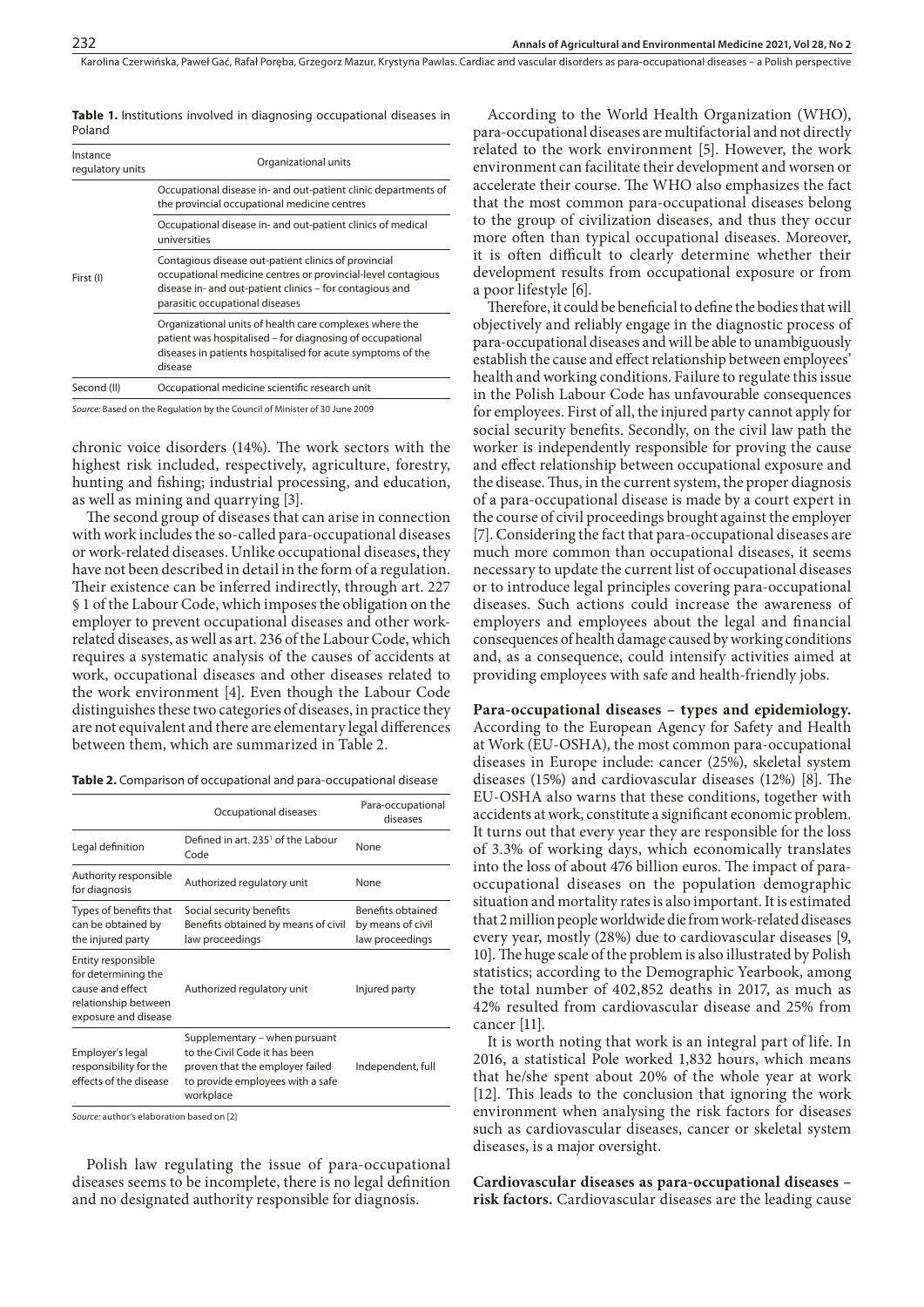**Table 1.** Institutions involved in diagnosing occupational diseases in Poland

| Instance regulatory units | Organizational units |
|---|---|
| First (I) | Occupational disease in- and out-patient clinic departments of the provincial occupational medicine centres |
| | Occupational disease in- and out-patient clinics of medical universities |
| | Contagious disease out-patient clinics of provincial occupational medicine centres or provincial-level contagious disease in- and out-patient clinics – for contagious and parasitic occupational diseases |
| | Organizational units of health care complexes where the patient was hospitalised – for diagnosing of occupational diseases in patients hospitalised for acute symptoms of the disease |
| Second (II) | Occupational medicine scientific research unit |

*Source:* Based on the Regulation by the Council of Minister of 30 June 2009

chronic voice disorders (14%). The work sectors with the highest risk included, respectively, agriculture, forestry, hunting and fishing; industrial processing, and education, as well as mining and quarrying [3].

The second group of diseases that can arise in connection with work includes the so-called para-occupational diseases or work-related diseases. Unlike occupational diseases, they have not been described in detail in the form of a regulation. Their existence can be inferred indirectly, through art. 227 § 1 of the Labour Code, which imposes the obligation on the employer to prevent occupational diseases and other work-related diseases, as well as art. 236 of the Labour Code, which requires a systematic analysis of the causes of accidents at work, occupational diseases and other diseases related to the work environment [4]. Even though the Labour Code distinguishes these two categories of diseases, in practice they are not equivalent and there are elementary legal differences between them, which are summarized in Table 2.

**Table 2.** Comparison of occupational and para-occupational disease

| | Occupational diseases | Para-occupational diseases |
|---|---|---|
| Legal definition | Defined in art. 235[1] of the Labour Code | None |
| Authority responsible for diagnosis | Authorized regulatory unit | None |
| Types of benefits that can be obtained by the injured party | Social security benefits<br>Benefits obtained by means of civil law proceedings | Benefits obtained by means of civil law proceedings |
| Entity responsible for determining the cause and effect relationship between exposure and disease | Authorized regulatory unit | Injured party |
| Employer's legal responsibility for the effects of the disease | Supplementary – when pursuant to the Civil Code it has been proven that the employer failed to provide employees with a safe workplace | Independent, full |

*Source:* author's elaboration based on [2]

Polish law regulating the issue of para-occupational diseases seems to be incomplete, there is no legal definition and no designated authority responsible for diagnosis.

According to the World Health Organization (WHO), para-occupational diseases are multifactorial and not directly related to the work environment [5]. However, the work environment can facilitate their development and worsen or accelerate their course. The WHO also emphasizes the fact that the most common para-occupational diseases belong to the group of civilization diseases, and thus they occur more often than typical occupational diseases. Moreover, it is often difficult to clearly determine whether their development results from occupational exposure or from a poor lifestyle [6].

Therefore, it could be beneficial to define the bodies that will objectively and reliably engage in the diagnostic process of para-occupational diseases and will be able to unambiguously establish the cause and effect relationship between employees' health and working conditions. Failure to regulate this issue in the Polish Labour Code has unfavourable consequences for employees. First of all, the injured party cannot apply for social security benefits. Secondly, on the civil law path the worker is independently responsible for proving the cause and effect relationship between occupational exposure and the disease. Thus, in the current system, the proper diagnosis of a para-occupational disease is made by a court expert in the course of civil proceedings brought against the employer [7]. Considering the fact that para-occupational diseases are much more common than occupational diseases, it seems necessary to update the current list of occupational diseases or to introduce legal principles covering para-occupational diseases. Such actions could increase the awareness of employers and employees about the legal and financial consequences of health damage caused by working conditions and, as a consequence, could intensify activities aimed at providing employees with safe and health-friendly jobs.

**Para-occupational diseases – types and epidemiology.** According to the European Agency for Safety and Health at Work (EU-OSHA), the most common para-occupational diseases in Europe include: cancer (25%), skeletal system diseases (15%) and cardiovascular diseases (12%) [8]. The EU-OSHA also warns that these conditions, together with accidents at work, constitute a significant economic problem. It turns out that every year they are responsible for the loss of 3.3% of working days, which economically translates into the loss of about 476 billion euros. The impact of para-occupational diseases on the population demographic situation and mortality rates is also important. It is estimated that 2 million people worldwide die from work-related diseases every year, mostly (28%) due to cardiovascular diseases [9, 10]. The huge scale of the problem is also illustrated by Polish statistics; according to the Demographic Yearbook, among the total number of 402,852 deaths in 2017, as much as 42% resulted from cardiovascular disease and 25% from cancer [11].

It is worth noting that work is an integral part of life. In 2016, a statistical Pole worked 1,832 hours, which means that he/she spent about 20% of the whole year at work [12]. This leads to the conclusion that ignoring the work environment when analysing the risk factors for diseases such as cardiovascular diseases, cancer or skeletal system diseases, is a major oversight.

**Cardiovascular diseases as para-occupational diseases – risk factors.** Cardiovascular diseases are the leading cause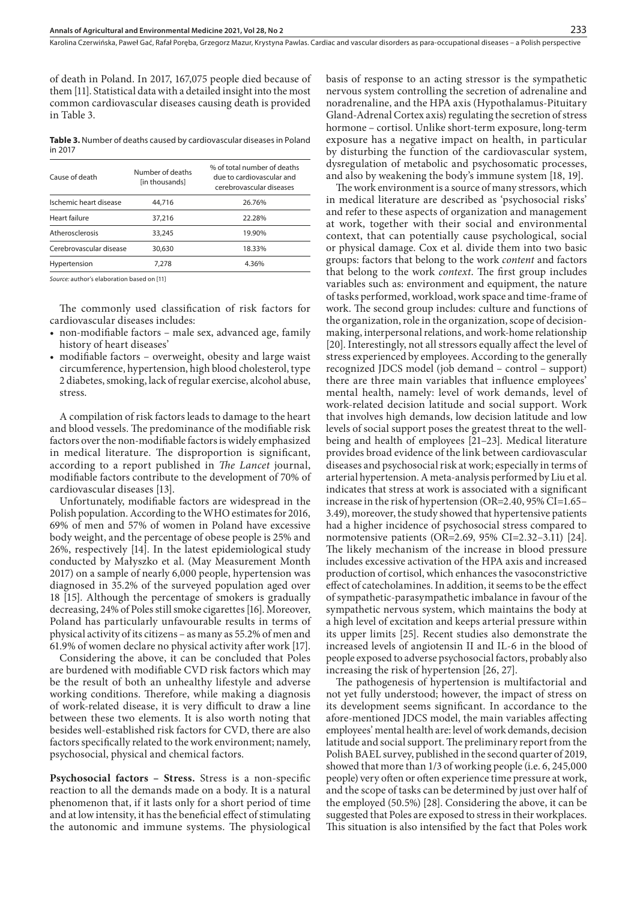of death in Poland. In 2017, 167,075 people died because of them [11]. Statistical data with a detailed insight into the most common cardiovascular diseases causing death is provided in Table 3.

**Table 3.** Number of deaths caused by cardiovascular diseases in Poland in 2017

| Cause of death | Number of deaths [in thousands] | % of total number of deaths due to cardiovascular and cerebrovascular diseases |
|---|---|---|
| Ischemic heart disease | 44,716 | 26.76% |
| Heart failure | 37,216 | 22.28% |
| Atherosclerosis | 33,245 | 19.90% |
| Cerebrovascular disease | 30,630 | 18.33% |
| Hypertension | 7,278 | 4.36% |

*Source:* author's elaboration based on [11]

The commonly used classification of risk factors for cardiovascular diseases includes:

- non-modifiable factors – male sex, advanced age, family history of heart diseases'
- modifiable factors – overweight, obesity and large waist circumference, hypertension, high blood cholesterol, type 2 diabetes, smoking, lack of regular exercise, alcohol abuse, stress.

A compilation of risk factors leads to damage to the heart and blood vessels. The predominance of the modifiable risk factors over the non-modifiable factors is widely emphasized in medical literature. The disproportion is significant, according to a report published in *The Lancet* journal, modifiable factors contribute to the development of 70% of cardiovascular diseases [13].

Unfortunately, modifiable factors are widespread in the Polish population. According to the WHO estimates for 2016, 69% of men and 57% of women in Poland have excessive body weight, and the percentage of obese people is 25% and 26%, respectively [14]. In the latest epidemiological study conducted by Małyszko et al. (May Measurement Month 2017) on a sample of nearly 6,000 people, hypertension was diagnosed in 35.2% of the surveyed population aged over 18 [15]. Although the percentage of smokers is gradually decreasing, 24% of Poles still smoke cigarettes [16]. Moreover, Poland has particularly unfavourable results in terms of physical activity of its citizens – as many as 55.2% of men and 61.9% of women declare no physical activity after work [17].

Considering the above, it can be concluded that Poles are burdened with modifiable CVD risk factors which may be the result of both an unhealthy lifestyle and adverse working conditions. Therefore, while making a diagnosis of work-related disease, it is very difficult to draw a line between these two elements. It is also worth noting that besides well-established risk factors for CVD, there are also factors specifically related to the work environment; namely, psychosocial, physical and chemical factors.

**Psychosocial factors – Stress.** Stress is a non-specific reaction to all the demands made on a body. It is a natural phenomenon that, if it lasts only for a short period of time and at low intensity, it has the beneficial effect of stimulating the autonomic and immune systems. The physiological basis of response to an acting stressor is the sympathetic nervous system controlling the secretion of adrenaline and noradrenaline, and the HPA axis (Hypothalamus-Pituitary Gland-Adrenal Cortex axis) regulating the secretion of stress hormone – cortisol. Unlike short-term exposure, long-term exposure has a negative impact on health, in particular by disturbing the function of the cardiovascular system, dysregulation of metabolic and psychosomatic processes, and also by weakening the body's immune system [18, 19].

The work environment is a source of many stressors, which in medical literature are described as 'psychosocial risks' and refer to these aspects of organization and management at work, together with their social and environmental context, that can potentially cause psychological, social or physical damage. Cox et al. divide them into two basic groups: factors that belong to the work *content* and factors that belong to the work *context*. The first group includes variables such as: environment and equipment, the nature of tasks performed, workload, work space and time-frame of work. The second group includes: culture and functions of the organization, role in the organization, scope of decision-making, interpersonal relations, and work-home relationship [20]. Interestingly, not all stressors equally affect the level of stress experienced by employees. According to the generally recognized JDCS model (job demand – control – support) there are three main variables that influence employees' mental health, namely: level of work demands, level of work-related decision latitude and social support. Work that involves high demands, low decision latitude and low levels of social support poses the greatest threat to the well-being and health of employees [21–23]. Medical literature provides broad evidence of the link between cardiovascular diseases and psychosocial risk at work; especially in terms of arterial hypertension. A meta-analysis performed by Liu et al. indicates that stress at work is associated with a significant increase in the risk of hypertension (OR=2.40, 95% CI=1.65–3.49), moreover, the study showed that hypertensive patients had a higher incidence of psychosocial stress compared to normotensive patients (OR=2.69, 95% CI=2.32–3.11) [24]. The likely mechanism of the increase in blood pressure includes excessive activation of the HPA axis and increased production of cortisol, which enhances the vasoconstrictive effect of catecholamines. In addition, it seems to be the effect of sympathetic-parasympathetic imbalance in favour of the sympathetic nervous system, which maintains the body at a high level of excitation and keeps arterial pressure within its upper limits [25]. Recent studies also demonstrate the increased levels of angiotensin II and IL-6 in the blood of people exposed to adverse psychosocial factors, probably also increasing the risk of hypertension [26, 27].

The pathogenesis of hypertension is multifactorial and not yet fully understood; however, the impact of stress on its development seems significant. In accordance to the afore-mentioned JDCS model, the main variables affecting employees' mental health are: level of work demands, decision latitude and social support. The preliminary report from the Polish BAEL survey, published in the second quarter of 2019, showed that more than 1/3 of working people (i.e. 6, 245,000 people) very often or often experience time pressure at work, and the scope of tasks can be determined by just over half of the employed (50.5%) [28]. Considering the above, it can be suggested that Poles are exposed to stress in their workplaces. This situation is also intensified by the fact that Poles work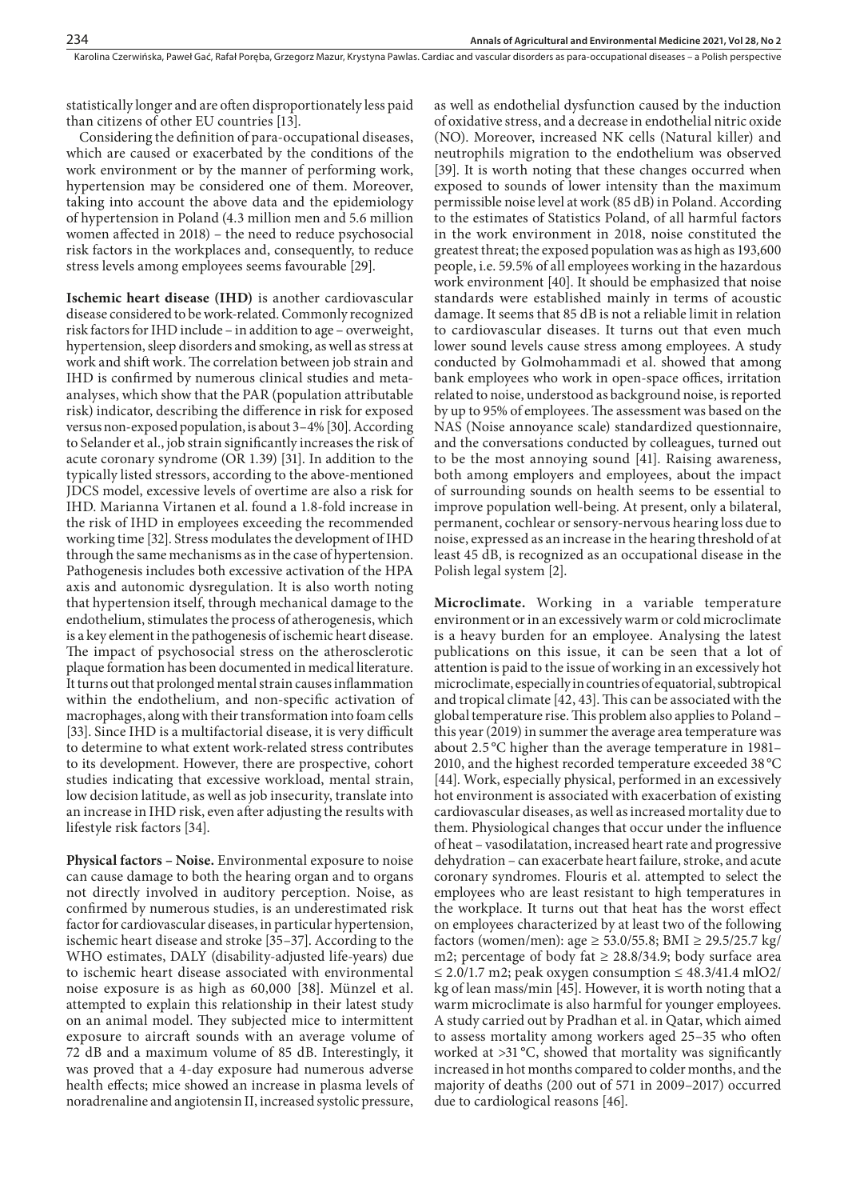statistically longer and are often disproportionately less paid than citizens of other EU countries [13].

Considering the definition of para-occupational diseases, which are caused or exacerbated by the conditions of the work environment or by the manner of performing work, hypertension may be considered one of them. Moreover, taking into account the above data and the epidemiology of hypertension in Poland (4.3 million men and 5.6 million women affected in 2018) – the need to reduce psychosocial risk factors in the workplaces and, consequently, to reduce stress levels among employees seems favourable [29].

**Ischemic heart disease (IHD)** is another cardiovascular disease considered to be work-related. Commonly recognized risk factors for IHD include – in addition to age – overweight, hypertension, sleep disorders and smoking, as well as stress at work and shift work. The correlation between job strain and IHD is confirmed by numerous clinical studies and meta-analyses, which show that the PAR (population attributable risk) indicator, describing the difference in risk for exposed versus non-exposed population, is about 3–4% [30]. According to Selander et al., job strain significantly increases the risk of acute coronary syndrome (OR 1.39) [31]. In addition to the typically listed stressors, according to the above-mentioned JDCS model, excessive levels of overtime are also a risk for IHD. Marianna Virtanen et al. found a 1.8-fold increase in the risk of IHD in employees exceeding the recommended working time [32]. Stress modulates the development of IHD through the same mechanisms as in the case of hypertension. Pathogenesis includes both excessive activation of the HPA axis and autonomic dysregulation. It is also worth noting that hypertension itself, through mechanical damage to the endothelium, stimulates the process of atherogenesis, which is a key element in the pathogenesis of ischemic heart disease. The impact of psychosocial stress on the atherosclerotic plaque formation has been documented in medical literature. It turns out that prolonged mental strain causes inflammation within the endothelium, and non-specific activation of macrophages, along with their transformation into foam cells [33]. Since IHD is a multifactorial disease, it is very difficult to determine to what extent work-related stress contributes to its development. However, there are prospective, cohort studies indicating that excessive workload, mental strain, low decision latitude, as well as job insecurity, translate into an increase in IHD risk, even after adjusting the results with lifestyle risk factors [34].

**Physical factors – Noise.** Environmental exposure to noise can cause damage to both the hearing organ and to organs not directly involved in auditory perception. Noise, as confirmed by numerous studies, is an underestimated risk factor for cardiovascular diseases, in particular hypertension, ischemic heart disease and stroke [35–37]. According to the WHO estimates, DALY (disability-adjusted life-years) due to ischemic heart disease associated with environmental noise exposure is as high as 60,000 [38]. Münzel et al. attempted to explain this relationship in their latest study on an animal model. They subjected mice to intermittent exposure to aircraft sounds with an average volume of 72 dB and a maximum volume of 85 dB. Interestingly, it was proved that a 4-day exposure had numerous adverse health effects; mice showed an increase in plasma levels of noradrenaline and angiotensin II, increased systolic pressure, as well as endothelial dysfunction caused by the induction of oxidative stress, and a decrease in endothelial nitric oxide (NO). Moreover, increased NK cells (Natural killer) and neutrophils migration to the endothelium was observed [39]. It is worth noting that these changes occurred when exposed to sounds of lower intensity than the maximum permissible noise level at work (85 dB) in Poland. According to the estimates of Statistics Poland, of all harmful factors in the work environment in 2018, noise constituted the greatest threat; the exposed population was as high as 193,600 people, i.e. 59.5% of all employees working in the hazardous work environment [40]. It should be emphasized that noise standards were established mainly in terms of acoustic damage. It seems that 85 dB is not a reliable limit in relation to cardiovascular diseases. It turns out that even much lower sound levels cause stress among employees. A study conducted by Golmohammadi et al. showed that among bank employees who work in open-space offices, irritation related to noise, understood as background noise, is reported by up to 95% of employees. The assessment was based on the NAS (Noise annoyance scale) standardized questionnaire, and the conversations conducted by colleagues, turned out to be the most annoying sound [41]. Raising awareness, both among employers and employees, about the impact of surrounding sounds on health seems to be essential to improve population well-being. At present, only a bilateral, permanent, cochlear or sensory-nervous hearing loss due to noise, expressed as an increase in the hearing threshold of at least 45 dB, is recognized as an occupational disease in the Polish legal system [2].

**Microclimate.** Working in a variable temperature environment or in an excessively warm or cold microclimate is a heavy burden for an employee. Analysing the latest publications on this issue, it can be seen that a lot of attention is paid to the issue of working in an excessively hot microclimate, especially in countries of equatorial, subtropical and tropical climate [42, 43]. This can be associated with the global temperature rise. This problem also applies to Poland – this year (2019) in summer the average area temperature was about 2.5 °C higher than the average temperature in 1981–2010, and the highest recorded temperature exceeded 38 °C [44]. Work, especially physical, performed in an excessively hot environment is associated with exacerbation of existing cardiovascular diseases, as well as increased mortality due to them. Physiological changes that occur under the influence of heat – vasodilatation, increased heart rate and progressive dehydration – can exacerbate heart failure, stroke, and acute coronary syndromes. Flouris et al. attempted to select the employees who are least resistant to high temperatures in the workplace. It turns out that heat has the worst effect on employees characterized by at least two of the following factors (women/men): age ≥ 53.0/55.8; BMI ≥ 29.5/25.7 kg/m2; percentage of body fat ≥ 28.8/34.9; body surface area ≤ 2.0/1.7 m2; peak oxygen consumption ≤ 48.3/41.4 mlO2/kg of lean mass/min [45]. However, it is worth noting that a warm microclimate is also harmful for younger employees. A study carried out by Pradhan et al. in Qatar, which aimed to assess mortality among workers aged 25–35 who often worked at >31 °C, showed that mortality was significantly increased in hot months compared to colder months, and the majority of deaths (200 out of 571 in 2009–2017) occurred due to cardiological reasons [46].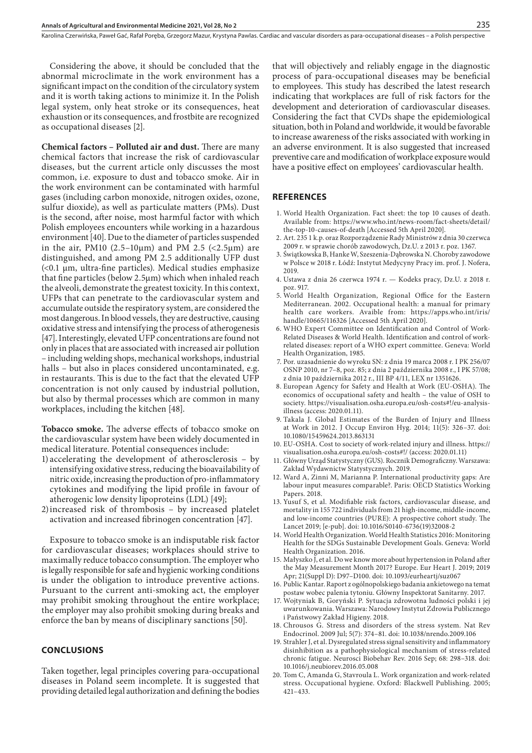Considering the above, it should be concluded that the abnormal microclimate in the work environment has a significant impact on the condition of the circulatory system and it is worth taking actions to minimize it. In the Polish legal system, only heat stroke or its consequences, heat exhaustion or its consequences, and frostbite are recognized as occupational diseases [2].

**Chemical factors – Polluted air and dust.** There are many chemical factors that increase the risk of cardiovascular diseases, but the current article only discusses the most common, i.e. exposure to dust and tobacco smoke. Air in the work environment can be contaminated with harmful gases (including carbon monoxide, nitrogen oxides, ozone, sulfur dioxide), as well as particulate matters (PMs). Dust is the second, after noise, most harmful factor with which Polish employees encounters while working in a hazardous environment [40]. Due to the diameter of particles suspended in the air, PM10 (2.5–10μm) and PM 2.5 (<2.5μm) are distinguished, and among PM 2.5 additionally UFP dust (<0.1 μm, ultra-fine particles). Medical studies emphasize that fine particles (below 2.5μm) which when inhaled reach the alveoli, demonstrate the greatest toxicity. In this context, UFPs that can penetrate to the cardiovascular system and accumulate outside the respiratory system, are considered the most dangerous. In blood vessels, they are destructive, causing oxidative stress and intensifying the process of atherogenesis [47]. Interestingly, elevated UFP concentrations are found not only in places that are associated with increased air pollution – including welding shops, mechanical workshops, industrial halls – but also in places considered uncontaminated, e.g. in restaurants. This is due to the fact that the elevated UFP concentration is not only caused by industrial pollution, but also by thermal processes which are common in many workplaces, including the kitchen [48].

**Tobacco smoke.** The adverse effects of tobacco smoke on the cardiovascular system have been widely documented in medical literature. Potential consequences include:

1) accelerating the development of atherosclerosis – by intensifying oxidative stress, reducing the bioavailability of nitric oxide, increasing the production of pro-inflammatory cytokines and modifying the lipid profile in favour of atherogenic low density lipoproteins (LDL) [49];
2) increased risk of thrombosis – by increased platelet activation and increased fibrinogen concentration [47].

Exposure to tobacco smoke is an indisputable risk factor for cardiovascular diseases; workplaces should strive to maximally reduce tobacco consumption. The employer who is legally responsible for safe and hygienic working conditions is under the obligation to introduce preventive actions. Pursuant to the current anti-smoking act, the employer may prohibit smoking throughout the entire workplace; the employer may also prohibit smoking during breaks and enforce the ban by means of disciplinary sanctions [50].

## CONCLUSIONS

Taken together, legal principles covering para-occupational diseases in Poland seem incomplete. It is suggested that providing detailed legal authorization and defining the bodies that will objectively and reliably engage in the diagnostic process of para-occupational diseases may be beneficial to employees. This study has described the latest research indicating that workplaces are full of risk factors for the development and deterioration of cardiovascular diseases. Considering the fact that CVDs shape the epidemiological situation, both in Poland and worldwide, it would be favorable to increase awareness of the risks associated with working in an adverse environment. It is also suggested that increased preventive care and modification of workplace exposure would have a positive effect on employees' cardiovascular health.

## REFERENCES

1. World Health Organization. Fact sheet: the top 10 causes of death. Available from: https://www.who.int/news-room/fact-sheets/detail/the-top-10-causes-of-death [Accessed 5th April 2020].
2. Art. 235 1 k.p. oraz Rozporządzenie Rady Ministrów z dnia 30 czerwca 2009 r. w sprawie chorób zawodowych, Dz.U. z 2013 r. poz. 1367.
3. Świątkowska B, Hanke W, Szeszenia-Dąbrowska N. Choroby zawodowe w Polsce w 2018 r. Łódź: Instytut Medycyny Pracy im. prof. J. Nofera, 2019.
4. Ustawa z dnia 26 czerwca 1974 r. — Kodeks pracy, Dz.U. z 2018 r. poz. 917.
5. World Health Organization, Regional Office for the Eastern Mediterranean. 2002. Occupational health: a manual for primary health care workers. Avaible from: https://apps.who.int/iris/handle/10665/116326 [Accessed 5th April 2020].
6. WHO Expert Committee on Identification and Control of Work-Related Diseases & World Health. Identification and control of work-related diseases: report of a WHO expert committee. Geneva: World Health Organization, 1985.
7. Por. uzasadnienie do wyroku SN: z dnia 19 marca 2008 r. I PK 256/07 OSNP 2010, nr 7–8, poz. 85; z dnia 2 października 2008 r., I PK 57/08; z dnia 10 października 2012 r., III BP 4/11, LEX nr 1351626.
8. European Agency for Safety and Health at Work (EU-OSHA). The economics of occupational safety and health – the value of OSH to society. https://visualisation.osha.europa.eu/osh-costs#!/eu-analysis-illness (access: 2020.01.11).
9. Takala J. Global Estimates of the Burden of Injury and Illness at Work in 2012. J Occup Environ Hyg. 2014; 11(5): 326–37. doi: 10.1080/15459624.2013.863131
10. EU-OSHA. Cost to society of work-related injury and illness. https://visualisation.osha.europa.eu/osh-costs#!/ (access: 2020.01.11)
11. Główny Urząd Statystyczny (GUS). Rocznik Demograficzny. Warszawa: Zakład Wydawnictw Statystycznych. 2019.
12. Ward A, Zinni M, Marianna P. International productivity gaps: Are labour input measures comparable?. Paris: OECD Statistics Working Papers. 2018.
13. Yusuf S, et al. Modifiable risk factors, cardiovascular disease, and mortality in 155 722 individuals from 21 high-income, middle-income, and low-income countries (PURE): A prospective cohort study. The Lancet 2019; [e-pub]. doi: 10.1016/S0140-6736(19)32008-2
14. World Health Organization. World Health Statistics 2016: Monitoring Health for the SDGs Sustainable Development Goals. Geneva: World Health Organization. 2016.
15. Małyszko J, et al. Do we know more about hypertension in Poland after the May Measurement Month 2017? Europe. Eur Heart J. 2019; 2019 Apr; 21(Suppl D): D97–D100. doi: 10.1093/eurheartj/suz067
16. Public Kantar. Raport z ogólnopolskiego badania ankietowego na temat postaw wobec palenia tytoniu. Główny Inspektorat Sanitarny. 2017.
17. Wojtyniak B, Goryński P. Sytuacja zdrowotna ludności polski i jej uwarunkowania. Warszawa: Narodowy Instytut Zdrowia Publicznego i Państwowy Zakład Higieny. 2018.
18. Chrousos G. Stress and disorders of the stress system. Nat Rev Endocrinol. 2009 Jul; 5(7): 374–81. doi: 10.1038/nrendo.2009.106
19. Strahler J, et al. Dysregulated stress signal sensitivity and inflammatory disinhibition as a pathophysiological mechanism of stress-related chronic fatigue. Neurosci Biobehav Rev. 2016 Sep; 68: 298–318. doi: 10.1016/j.neubiorev.2016.05.008
20. Tom C, Amanda G, Stavroula L. Work organization and work-related stress. Occupational hygiene. Oxford: Blackwell Publishing. 2005; 421–433.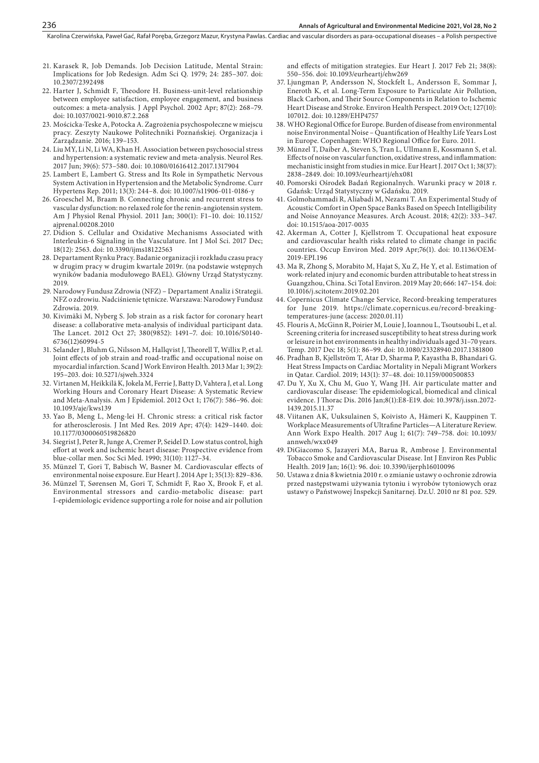21. Karasek R, Job Demands. Job Decision Latitude, Mental Strain: Implications for Job Redesign. Adm Sci Q. 1979; 24: 285–307. doi: 10.2307/2392498
22. Harter J, Schmidt F, Theodore H. Business-unit-level relationship between employee satisfaction, employee engagement, and business outcomes: a meta-analysis. J Appl Psychol. 2002 Apr; 87(2): 268–79. doi: 10.1037/0021-9010.87.2.268
23. Mościcka-Teske A, Potocka A. Zagrożenia psychospołeczne w miejscu pracy. Zeszyty Naukowe Politechniki Poznańskiej. Organizacja i Zarządzanie. 2016; 139–153.
24. Liu MY, Li N, Li WA, Khan H. Association between psychosocial stress and hypertension: a systematic review and meta-analysis. Neurol Res. 2017 Jun; 39(6): 573–580. doi: 10.1080/01616412.2017.1317904
25. Lambert E, Lambert G. Stress and Its Role in Sympathetic Nervous System Activation in Hypertension and the Metabolic Syndrome. Curr Hypertens Rep. 2011; 13(3): 244–8. doi: 10.1007/s11906-011-0186-y
26. Groeschel M, Braam B. Connecting chronic and recurrent stress to vascular dysfunction: no relaxed role for the renin-angiotensin system. Am J Physiol Renal Physiol. 2011 Jan; 300(1): F1–10. doi: 10.1152/ajprenal.00208.2010
27. Didion S. Cellular and Oxidative Mechanisms Associated with Interleukin-6 Signaling in the Vasculature. Int J Mol Sci. 2017 Dec; 18(12): 2563. doi: 10.3390/ijms18122563
28. Departament Rynku Pracy. Badanie organizacji i rozkładu czasu pracy w drugim pracy w drugim kwartale 2019r. (na podstawie wstępnych wyników badania modułowego BAEL). Główny Urząd Statystyczny. 2019.
29. Narodowy Fundusz Zdrowia (NFZ) – Departament Analiz i Strategii. NFZ o zdrowiu. Nadciśnienie tętnicze. Warszawa: Narodowy Fundusz Zdrowia. 2019.
30. Kivimäki M, Nyberg S. Job strain as a risk factor for coronary heart disease: a collaborative meta-analysis of individual participant data. The Lancet. 2012 Oct 27; 380(9852): 1491–7. doi: 10.1016/S0140-6736(12)60994-5
31. Selander J, Bluhm G, Nilsson M, Hallqvist J, Theorell T, Willix P, et al. Joint effects of job strain and road-traffic and occupational noise on myocardial infarction. Scand J Work Environ Health. 2013 Mar 1; 39(2): 195–203. doi: 10.5271/sjweh.3324
32. Virtanen M, Heikkilä K, Jokela M, Ferrie J, Batty D, Vahtera J, et al. Long Working Hours and Coronary Heart Disease: A Systematic Review and Meta-Analysis. Am J Epidemiol. 2012 Oct 1; 176(7): 586–96. doi: 10.1093/aje/kws139
33. Yao B, Meng L, Meng-lei H. Chronic stress: a critical risk factor for atherosclerosis. J Int Med Res. 2019 Apr; 47(4): 1429–1440. doi: 10.1177/0300060519826820
34. Siegrist J, Peter R, Junge A, Cremer P, Seidel D. Low status control, high effort at work and ischemic heart disease: Prospective evidence from blue-collar men. Soc Sci Med. 1990; 31(10): 1127–34.
35. Münzel T, Gori T, Babisch W, Basner M. Cardiovascular effects of environmental noise exposure. Eur Heart J. 2014 Apr 1; 35(13): 829–836.
36. Münzel T, Sørensen M, Gori T, Schmidt F, Rao X, Brook F, et al. Environmental stressors and cardio-metabolic disease: part I-epidemiologic evidence supporting a role for noise and air pollution and effects of mitigation strategies. Eur Heart J. 2017 Feb 21; 38(8): 550–556. doi: 10.1093/eurheartj/ehw269
37. Ljungman P, Andersson N, Stockfelt L, Andersson E, Sommar J, Eneroth K, et al. Long-Term Exposure to Particulate Air Pollution, Black Carbon, and Their Source Components in Relation to Ischemic Heart Disease and Stroke. Environ Health Perspect. 2019 Oct; 127(10): 107012. doi: 10.1289/EHP4757
38. WHO Regional Office for Europe. Burden of disease from environmental noise Environmental Noise – Quantification of Healthy Life Years Lost in Europe. Copenhagen: WHO Regional Office for Euro. 2011.
39. Münzel T, Daiber A, Steven S, Tran L, Ullmann E, Kossmann S, et al. Effects of noise on vascular function, oxidative stress, and inflammation: mechanistic insight from studies in mice. Eur Heart J. 2017 Oct 1; 38(37): 2838–2849. doi: 10.1093/eurheartj/ehx081
40. Pomorski Ośrodek Badań Regionalnych. Warunki pracy w 2018 r. Gdańsk: Urząd Statystyczny w Gdańsku. 2019.
41. Golmohammadi R, Aliabadi M, Nezami T. An Experimental Study of Acoustic Comfort in Open Space Banks Based on Speech Intelligibility and Noise Annoyance Measures. Arch Acoust. 2018; 42(2): 333–347. doi: 10.1515/aoa-2017-0035
42. Akerman A, Cotter J, Kjellstrom T. Occupational heat exposure and cardiovascular health risks related to climate change in pacific countries. Occup Environ Med. 2019 Apr;76(1). doi: 10.1136/OEM-2019-EPI.196
43. Ma R, Zhong S, Morabito M, Hajat S, Xu Z, He Y, et al. Estimation of work-related injury and economic burden attributable to heat stress in Guangzhou, China. Sci Total Environ. 2019 May 20; 666: 147–154. doi: 10.1016/j.scitotenv.2019.02.201
44. Copernicus Climate Change Service, Record-breaking temperatures for June 2019. https://climate.copernicus.eu/record-breaking-temperatures-june (access: 2020.01.11)
45. Flouris A, McGinn R, Poirier M, Louie J, Ioannou L, Tsoutsoubi L, et al. Screening criteria for increased susceptibility to heat stress during work or leisure in hot environments in healthy individuals aged 31–70 years. Temp. 2017 Dec 18; 5(1): 86–99. doi: 10.1080/23328940.2017.1381800
46. Pradhan B, Kjellström T, Atar D, Sharma P, Kayastha B, Bhandari G. Heat Stress Impacts on Cardiac Mortality in Nepali Migrant Workers in Qatar. Cardiol. 2019; 143(1): 37–48. doi: 10.1159/000500853
47. Du Y, Xu X, Chu M, Guo Y, Wang JH. Air particulate matter and cardiovascular disease: The epidemiological, biomedical and clinical evidence. J Thorac Dis. 2016 Jan;8(1):E8-E19. doi: 10.3978/j.issn.2072-1439.2015.11.37
48. Viitanen AK, Uuksulainen S, Koivisto A, Hämeri K, Kauppinen T. Workplace Measurements of Ultrafine Particles—A Literature Review. Ann Work Expo Health. 2017 Aug 1; 61(7): 749–758. doi: 10.1093/annweh/wxx049
49. DiGiacomo S, Jazayeri MA, Barua R, Ambrose J. Environmental Tobacco Smoke and Cardiovascular Disease. Int J Environ Res Public Health. 2019 Jan; 16(1): 96. doi: 10.3390/ijerph16010096
50. Ustawa z dnia 8 kwietnia 2010 r. o zmianie ustawy o ochronie zdrowia przed następstwami używania tytoniu i wyrobów tytoniowych oraz ustawy o Państwowej Inspekcji Sanitarnej. Dz.U. 2010 nr 81 poz. 529.